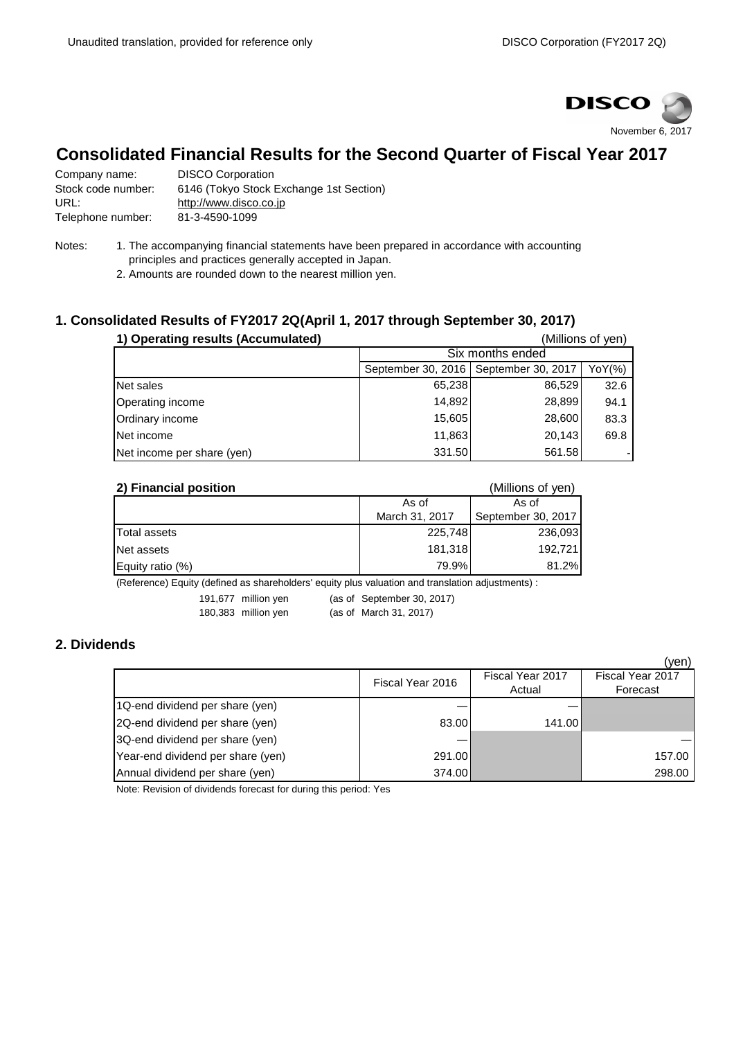November 6, 2017

# Consolidated Financial Results for the Second Quarter of Fiscal Year 2017

Company name: DISCO Corporation
Stock code number: 6146 (Tokyo Stock Exchange 1st Section)
URL: http://www.disco.co.jp
Telephone number: 81-3-4590-1099

Notes:
1. The accompanying financial statements have been prepared in accordance with accounting principles and practices generally accepted in Japan.
2. Amounts are rounded down to the nearest million yen.

## 1. Consolidated Results of FY2017 2Q(April 1, 2017 through September 30, 2017)

### 1) Operating results (Accumulated)

(Millions of yen)

| | Six months ended | | |
|---|---|---|---|
| | September 30, 2016 | September 30, 2017 | YoY(%) |
| Net sales | 65,238 | 86,529 | 32.6 |
| Operating income | 14,892 | 28,899 | 94.1 |
| Ordinary income | 15,605 | 28,600 | 83.3 |
| Net income | 11,863 | 20,143 | 69.8 |
| Net income per share (yen) | 331.50 | 561.58 | - |

### 2) Financial position

(Millions of yen)

| | As of March 31, 2017 | As of September 30, 2017 |
|---|---|---|
| Total assets | 225,748 | 236,093 |
| Net assets | 181,318 | 192,721 |
| Equity ratio (%) | 79.9% | 81.2% |

(Reference) Equity (defined as shareholders' equity plus valuation and translation adjustments) :

191,677 million yen (as of September 30, 2017)
180,383 million yen (as of March 31, 2017)

## 2. Dividends

(yen)

| | Fiscal Year 2016 | Fiscal Year 2017 Actual | Fiscal Year 2017 Forecast |
|---|---|---|---|
| 1Q-end dividend per share (yen) | — | — | |
| 2Q-end dividend per share (yen) | 83.00 | 141.00 | |
| 3Q-end dividend per share (yen) | — | | — |
| Year-end dividend per share (yen) | 291.00 | | 157.00 |
| Annual dividend per share (yen) | 374.00 | | 298.00 |

Note: Revision of dividends forecast for during this period: Yes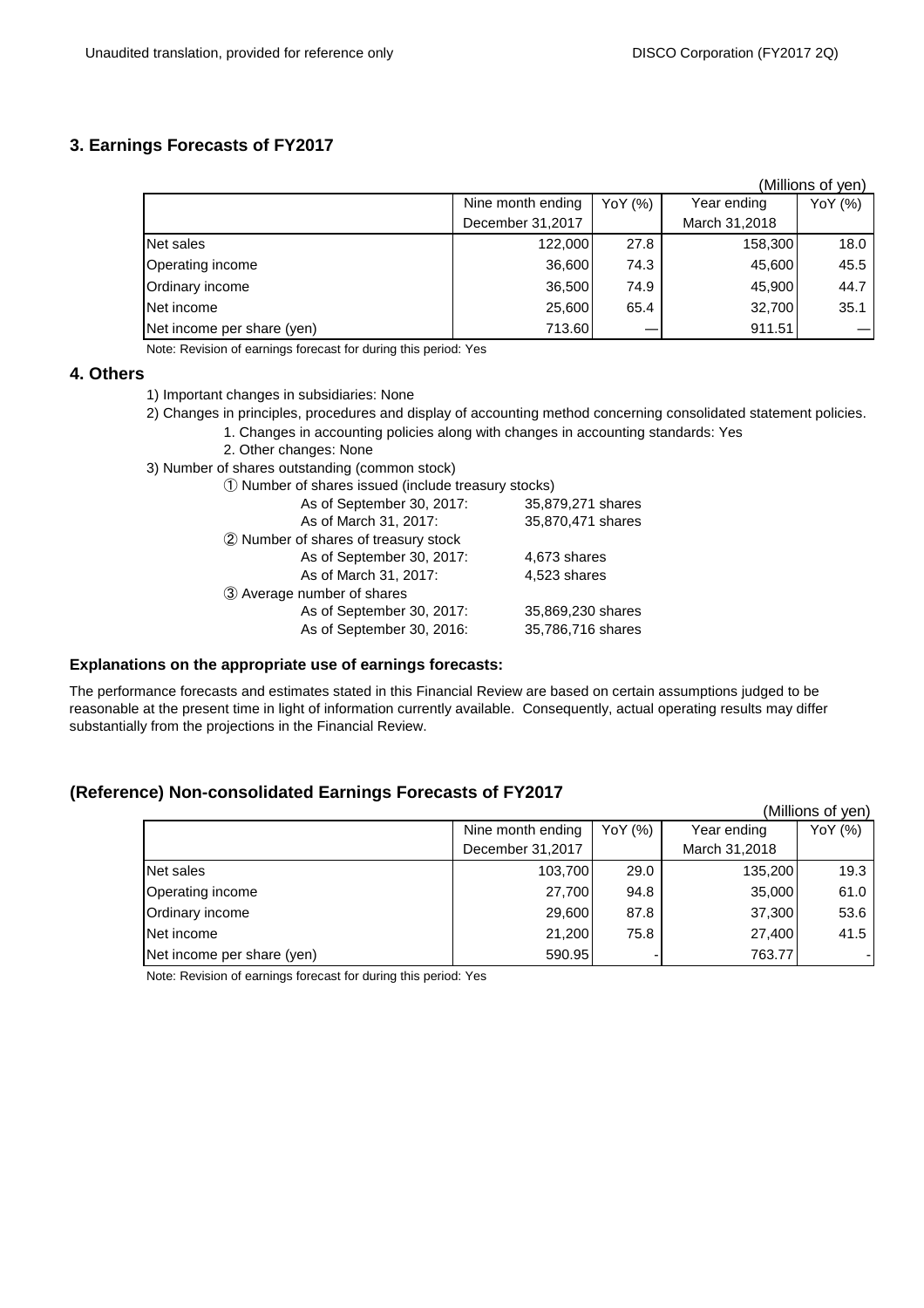## 3. Earnings Forecasts of FY2017

(Millions of yen)

| | Nine month ending December 31,2017 | YoY (%) | Year ending March 31,2018 | YoY (%) |
|---|---|---|---|---|
| Net sales | 122,000 | 27.8 | 158,300 | 18.0 |
| Operating income | 36,600 | 74.3 | 45,600 | 45.5 |
| Ordinary income | 36,500 | 74.9 | 45,900 | 44.7 |
| Net income | 25,600 | 65.4 | 32,700 | 35.1 |
| Net income per share (yen) | 713.60 | — | 911.51 | — |

Note: Revision of earnings forecast for during this period: Yes

## 4. Others

1) Important changes in subsidiaries: None

2) Changes in principles, procedures and display of accounting method concerning consolidated statement policies.

   1. Changes in accounting policies along with changes in accounting standards: Yes
   2. Other changes: None

3) Number of shares outstanding (common stock)

   ① Number of shares issued (include treasury stocks)
   - As of September 30, 2017: 35,879,271 shares
   - As of March 31, 2017: 35,870,471 shares

   ② Number of shares of treasury stock
   - As of September 30, 2017: 4,673 shares
   - As of March 31, 2017: 4,523 shares

   ③ Average number of shares
   - As of September 30, 2017: 35,869,230 shares
   - As of September 30, 2016: 35,786,716 shares

**Explanations on the appropriate use of earnings forecasts:**

The performance forecasts and estimates stated in this Financial Review are based on certain assumptions judged to be reasonable at the present time in light of information currently available. Consequently, actual operating results may differ substantially from the projections in the Financial Review.

## (Reference) Non-consolidated Earnings Forecasts of FY2017

(Millions of yen)

| | Nine month ending December 31,2017 | YoY (%) | Year ending March 31,2018 | YoY (%) |
|---|---|---|---|---|
| Net sales | 103,700 | 29.0 | 135,200 | 19.3 |
| Operating income | 27,700 | 94.8 | 35,000 | 61.0 |
| Ordinary income | 29,600 | 87.8 | 37,300 | 53.6 |
| Net income | 21,200 | 75.8 | 27,400 | 41.5 |
| Net income per share (yen) | 590.95 | - | 763.77 | - |

Note: Revision of earnings forecast for during this period: Yes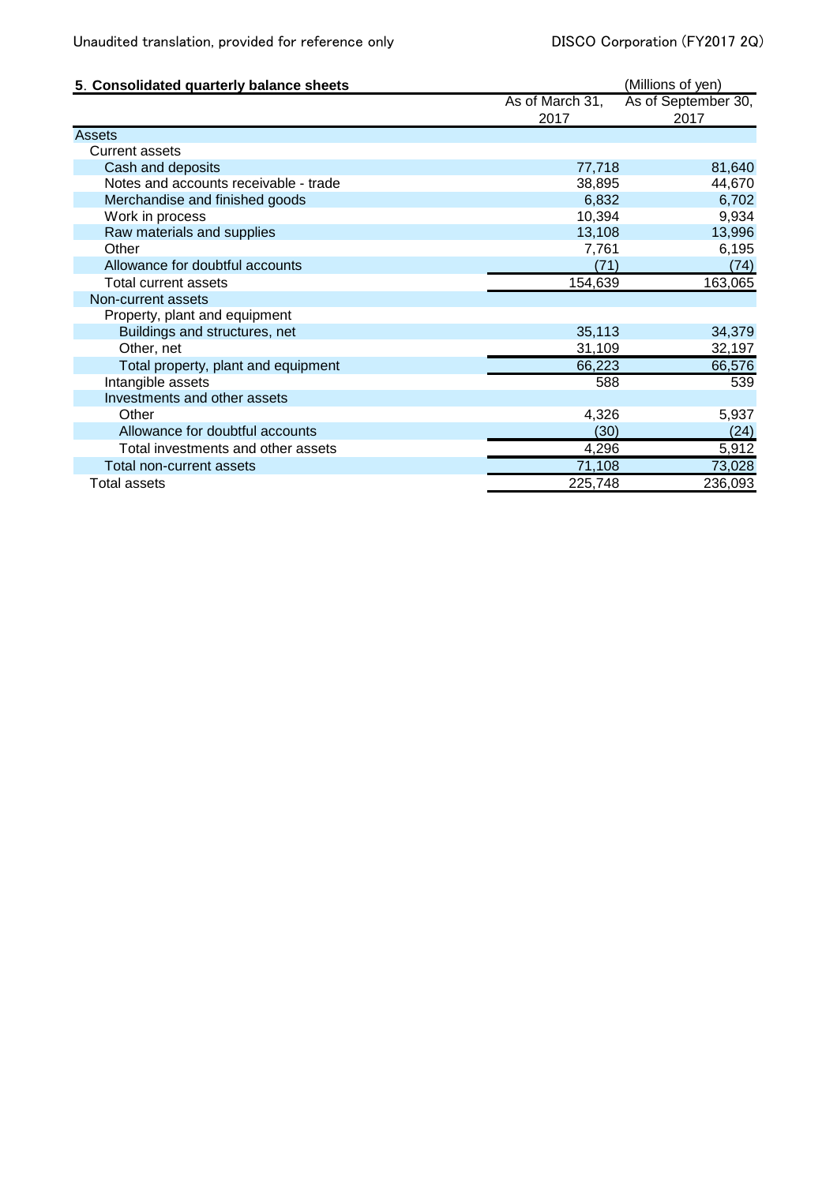## 5. Consolidated quarterly balance sheets

(Millions of yen)

| | As of March 31, 2017 | As of September 30, 2017 |
|---|---|---|
| Assets | | |
| Current assets | | |
| Cash and deposits | 77,718 | 81,640 |
| Notes and accounts receivable - trade | 38,895 | 44,670 |
| Merchandise and finished goods | 6,832 | 6,702 |
| Work in process | 10,394 | 9,934 |
| Raw materials and supplies | 13,108 | 13,996 |
| Other | 7,761 | 6,195 |
| Allowance for doubtful accounts | (71) | (74) |
| Total current assets | 154,639 | 163,065 |
| Non-current assets | | |
| Property, plant and equipment | | |
| Buildings and structures, net | 35,113 | 34,379 |
| Other, net | 31,109 | 32,197 |
| Total property, plant and equipment | 66,223 | 66,576 |
| Intangible assets | 588 | 539 |
| Investments and other assets | | |
| Other | 4,326 | 5,937 |
| Allowance for doubtful accounts | (30) | (24) |
| Total investments and other assets | 4,296 | 5,912 |
| Total non-current assets | 71,108 | 73,028 |
| Total assets | 225,748 | 236,093 |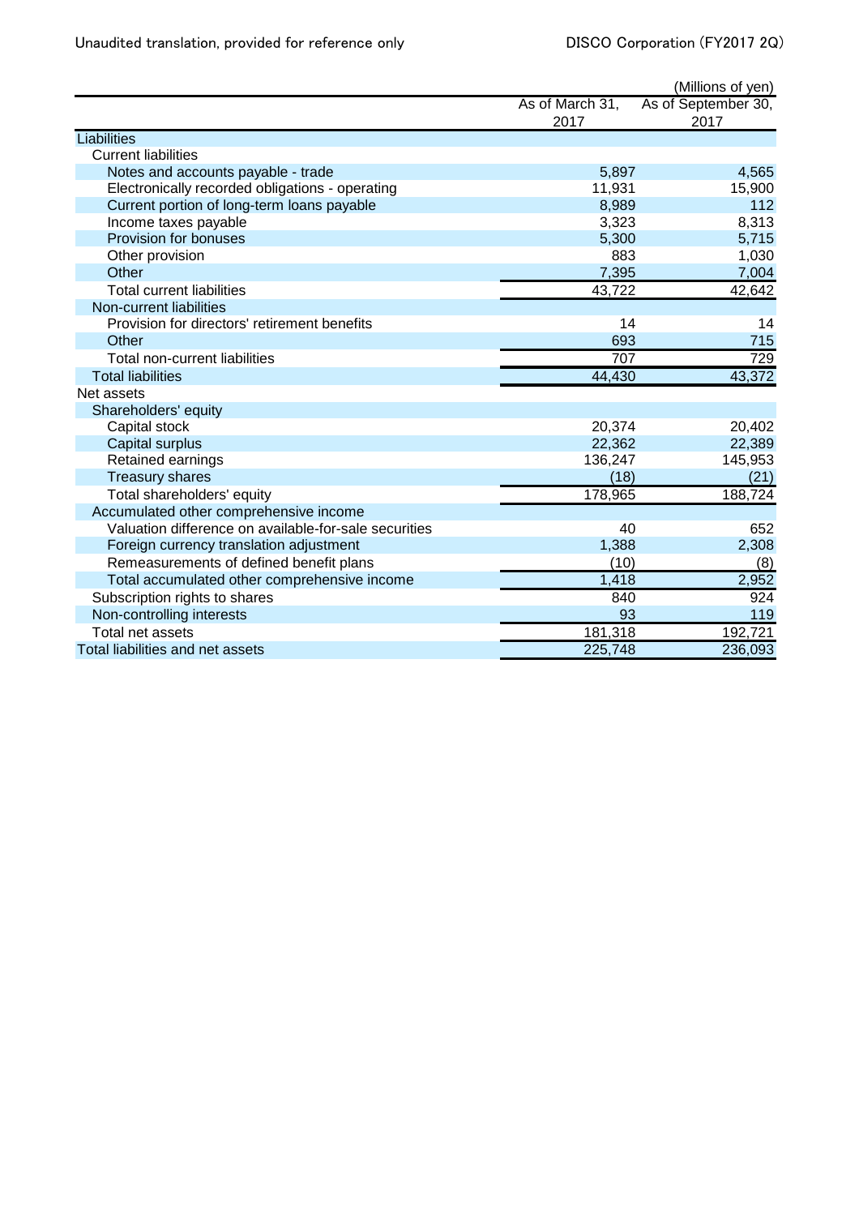(Millions of yen)

| | As of March 31, 2017 | As of September 30, 2017 |
|---|---|---|
| Liabilities | | |
| Current liabilities | | |
| Notes and accounts payable - trade | 5,897 | 4,565 |
| Electronically recorded obligations - operating | 11,931 | 15,900 |
| Current portion of long-term loans payable | 8,989 | 112 |
| Income taxes payable | 3,323 | 8,313 |
| Provision for bonuses | 5,300 | 5,715 |
| Other provision | 883 | 1,030 |
| Other | 7,395 | 7,004 |
| Total current liabilities | 43,722 | 42,642 |
| Non-current liabilities | | |
| Provision for directors' retirement benefits | 14 | 14 |
| Other | 693 | 715 |
| Total non-current liabilities | 707 | 729 |
| Total liabilities | 44,430 | 43,372 |
| Net assets | | |
| Shareholders' equity | | |
| Capital stock | 20,374 | 20,402 |
| Capital surplus | 22,362 | 22,389 |
| Retained earnings | 136,247 | 145,953 |
| Treasury shares | (18) | (21) |
| Total shareholders' equity | 178,965 | 188,724 |
| Accumulated other comprehensive income | | |
| Valuation difference on available-for-sale securities | 40 | 652 |
| Foreign currency translation adjustment | 1,388 | 2,308 |
| Remeasurements of defined benefit plans | (10) | (8) |
| Total accumulated other comprehensive income | 1,418 | 2,952 |
| Subscription rights to shares | 840 | 924 |
| Non-controlling interests | 93 | 119 |
| Total net assets | 181,318 | 192,721 |
| Total liabilities and net assets | 225,748 | 236,093 |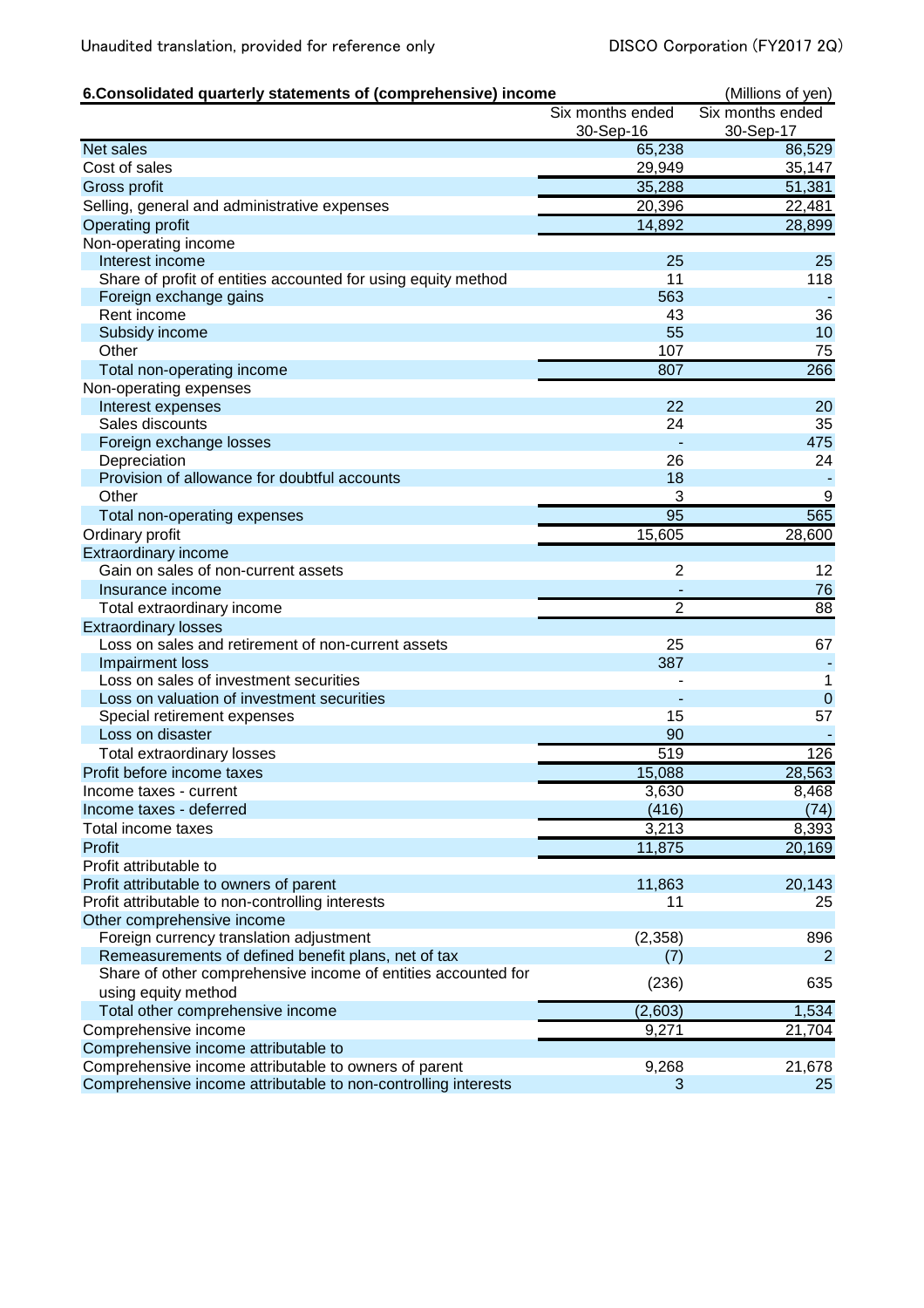## 6.Consolidated quarterly statements of (comprehensive) income

(Millions of yen)

| | Six months ended 30-Sep-16 | Six months ended 30-Sep-17 |
|---|---|---|
| Net sales | 65,238 | 86,529 |
| Cost of sales | 29,949 | 35,147 |
| Gross profit | 35,288 | 51,381 |
| Selling, general and administrative expenses | 20,396 | 22,481 |
| Operating profit | 14,892 | 28,899 |
| Non-operating income | | |
| Interest income | 25 | 25 |
| Share of profit of entities accounted for using equity method | 11 | 118 |
| Foreign exchange gains | 563 | - |
| Rent income | 43 | 36 |
| Subsidy income | 55 | 10 |
| Other | 107 | 75 |
| Total non-operating income | 807 | 266 |
| Non-operating expenses | | |
| Interest expenses | 22 | 20 |
| Sales discounts | 24 | 35 |
| Foreign exchange losses | - | 475 |
| Depreciation | 26 | 24 |
| Provision of allowance for doubtful accounts | 18 | - |
| Other | 3 | 9 |
| Total non-operating expenses | 95 | 565 |
| Ordinary profit | 15,605 | 28,600 |
| Extraordinary income | | |
| Gain on sales of non-current assets | 2 | 12 |
| Insurance income | - | 76 |
| Total extraordinary income | 2 | 88 |
| Extraordinary losses | | |
| Loss on sales and retirement of non-current assets | 25 | 67 |
| Impairment loss | 387 | - |
| Loss on sales of investment securities | - | 1 |
| Loss on valuation of investment securities | - | 0 |
| Special retirement expenses | 15 | 57 |
| Loss on disaster | 90 | - |
| Total extraordinary losses | 519 | 126 |
| Profit before income taxes | 15,088 | 28,563 |
| Income taxes - current | 3,630 | 8,468 |
| Income taxes - deferred | (416) | (74) |
| Total income taxes | 3,213 | 8,393 |
| Profit | 11,875 | 20,169 |
| Profit attributable to | | |
| Profit attributable to owners of parent | 11,863 | 20,143 |
| Profit attributable to non-controlling interests | 11 | 25 |
| Other comprehensive income | | |
| Foreign currency translation adjustment | (2,358) | 896 |
| Remeasurements of defined benefit plans, net of tax | (7) | 2 |
| Share of other comprehensive income of entities accounted for using equity method | (236) | 635 |
| Total other comprehensive income | (2,603) | 1,534 |
| Comprehensive income | 9,271 | 21,704 |
| Comprehensive income attributable to | | |
| Comprehensive income attributable to owners of parent | 9,268 | 21,678 |
| Comprehensive income attributable to non-controlling interests | 3 | 25 |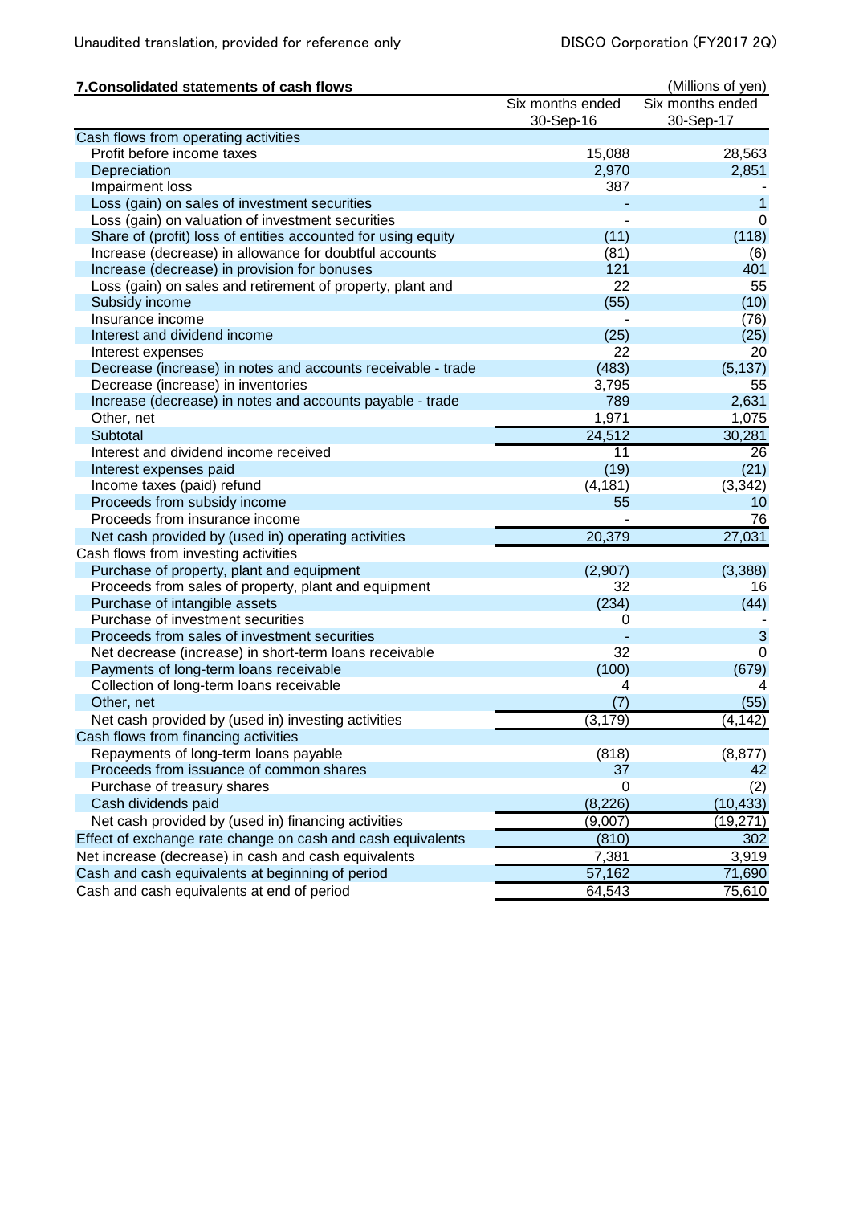**7.Consolidated statements of cash flows**

(Millions of yen)

| | Six months ended 30-Sep-16 | Six months ended 30-Sep-17 |
|---|---|---|
| Cash flows from operating activities | | |
| Profit before income taxes | 15,088 | 28,563 |
| Depreciation | 2,970 | 2,851 |
| Impairment loss | 387 | - |
| Loss (gain) on sales of investment securities | - | 1 |
| Loss (gain) on valuation of investment securities | - | 0 |
| Share of (profit) loss of entities accounted for using equity | (11) | (118) |
| Increase (decrease) in allowance for doubtful accounts | (81) | (6) |
| Increase (decrease) in provision for bonuses | 121 | 401 |
| Loss (gain) on sales and retirement of property, plant and | 22 | 55 |
| Subsidy income | (55) | (10) |
| Insurance income | - | (76) |
| Interest and dividend income | (25) | (25) |
| Interest expenses | 22 | 20 |
| Decrease (increase) in notes and accounts receivable - trade | (483) | (5,137) |
| Decrease (increase) in inventories | 3,795 | 55 |
| Increase (decrease) in notes and accounts payable - trade | 789 | 2,631 |
| Other, net | 1,971 | 1,075 |
| Subtotal | 24,512 | 30,281 |
| Interest and dividend income received | 11 | 26 |
| Interest expenses paid | (19) | (21) |
| Income taxes (paid) refund | (4,181) | (3,342) |
| Proceeds from subsidy income | 55 | 10 |
| Proceeds from insurance income | - | 76 |
| Net cash provided by (used in) operating activities | 20,379 | 27,031 |
| Cash flows from investing activities | | |
| Purchase of property, plant and equipment | (2,907) | (3,388) |
| Proceeds from sales of property, plant and equipment | 32 | 16 |
| Purchase of intangible assets | (234) | (44) |
| Purchase of investment securities | 0 | - |
| Proceeds from sales of investment securities | - | 3 |
| Net decrease (increase) in short-term loans receivable | 32 | 0 |
| Payments of long-term loans receivable | (100) | (679) |
| Collection of long-term loans receivable | 4 | 4 |
| Other, net | (7) | (55) |
| Net cash provided by (used in) investing activities | (3,179) | (4,142) |
| Cash flows from financing activities | | |
| Repayments of long-term loans payable | (818) | (8,877) |
| Proceeds from issuance of common shares | 37 | 42 |
| Purchase of treasury shares | 0 | (2) |
| Cash dividends paid | (8,226) | (10,433) |
| Net cash provided by (used in) financing activities | (9,007) | (19,271) |
| Effect of exchange rate change on cash and cash equivalents | (810) | 302 |
| Net increase (decrease) in cash and cash equivalents | 7,381 | 3,919 |
| Cash and cash equivalents at beginning of period | 57,162 | 71,690 |
| Cash and cash equivalents at end of period | 64,543 | 75,610 |